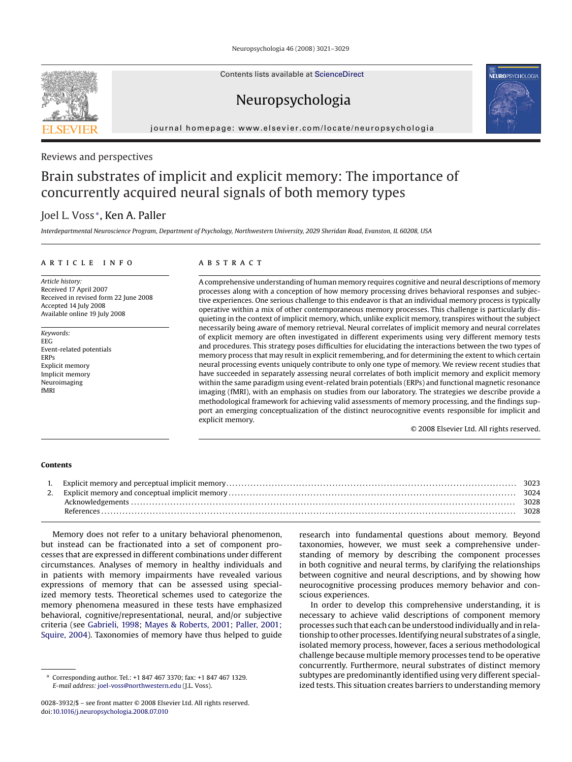Reviews and perspectives

# Brain substrates of implicit and explicit memory: The importance of concurrently acquired neural signals of both memory types

Joel L. Voss*, Ken A. Paller

*Interdepartmental Neuroscience Program, Department of Psychology, Northwestern University, 2029 Sheridan Road, Evanston, IL 60208, USA*

## ARTICLE INFO

*Article history:*
Received 17 April 2007
Received in revised form 22 June 2008
Accepted 14 July 2008
Available online 19 July 2008

*Keywords:*
EEG
Event-related potentials
ERPs
Explicit memory
Implicit memory
Neuroimaging
fMRI

## ABSTRACT

A comprehensive understanding of human memory requires cognitive and neural descriptions of memory processes along with a conception of how memory processing drives behavioral responses and subjective experiences. One serious challenge to this endeavor is that an individual memory process is typically operative within a mix of other contemporaneous memory processes. This challenge is particularly disquieting in the context of implicit memory, which, unlike explicit memory, transpires without the subject necessarily being aware of memory retrieval. Neural correlates of implicit memory and neural correlates of explicit memory are often investigated in different experiments using very different memory tests and procedures. This strategy poses difficulties for elucidating the interactions between the two types of memory process that may result in explicit remembering, and for determining the extent to which certain neural processing events uniquely contribute to only one type of memory. We review recent studies that have succeeded in separately assessing neural correlates of both implicit memory and explicit memory within the same paradigm using event-related brain potentials (ERPs) and functional magnetic resonance imaging (fMRI), with an emphasis on studies from our laboratory. The strategies we describe provide a methodological framework for achieving valid assessments of memory processing, and the findings support an emerging conceptualization of the distinct neurocognitive events responsible for implicit and explicit memory.

© 2008 Elsevier Ltd. All rights reserved.

## Contents

1. Explicit memory and perceptual implicit memory ........ 3023
2. Explicit memory and conceptual implicit memory ........ 3024
   Acknowledgements ........ 3028
   References ........ 3028

Memory does not refer to a unitary behavioral phenomenon, but instead can be fractionated into a set of component processes that are expressed in different combinations under different circumstances. Analyses of memory in healthy individuals and in patients with memory impairments have revealed various expressions of memory that can be assessed using specialized memory tests. Theoretical schemes used to categorize the memory phenomena measured in these tests have emphasized behavioral, cognitive/representational, neural, and/or subjective criteria (see Gabrieli, 1998; Mayes & Roberts, 2001; Paller, 2001; Squire, 2004). Taxonomies of memory have thus helped to guide research into fundamental questions about memory. Beyond taxonomies, however, we must seek a comprehensive understanding of memory by describing the component processes in both cognitive and neural terms, by clarifying the relationships between cognitive and neural descriptions, and by showing how neurocognitive processing produces memory behavior and conscious experiences.

In order to develop this comprehensive understanding, it is necessary to achieve valid descriptions of component memory processes such that each can be understood individually and in relationship to other processes. Identifying neural substrates of a single, isolated memory process, however, faces a serious methodological challenge because multiple memory processes tend to be operative concurrently. Furthermore, neural substrates of distinct memory subtypes are predominantly identified using very different specialized tests. This situation creates barriers to understanding memory

* Corresponding author. Tel.: +1 847 467 3370; fax: +1 847 467 1329.
*E-mail address:* joel-voss@northwestern.edu (J.L. Voss).

0028-3932/$ – see front matter © 2008 Elsevier Ltd. All rights reserved.
doi:10.1016/j.neuropsychologia.2008.07.010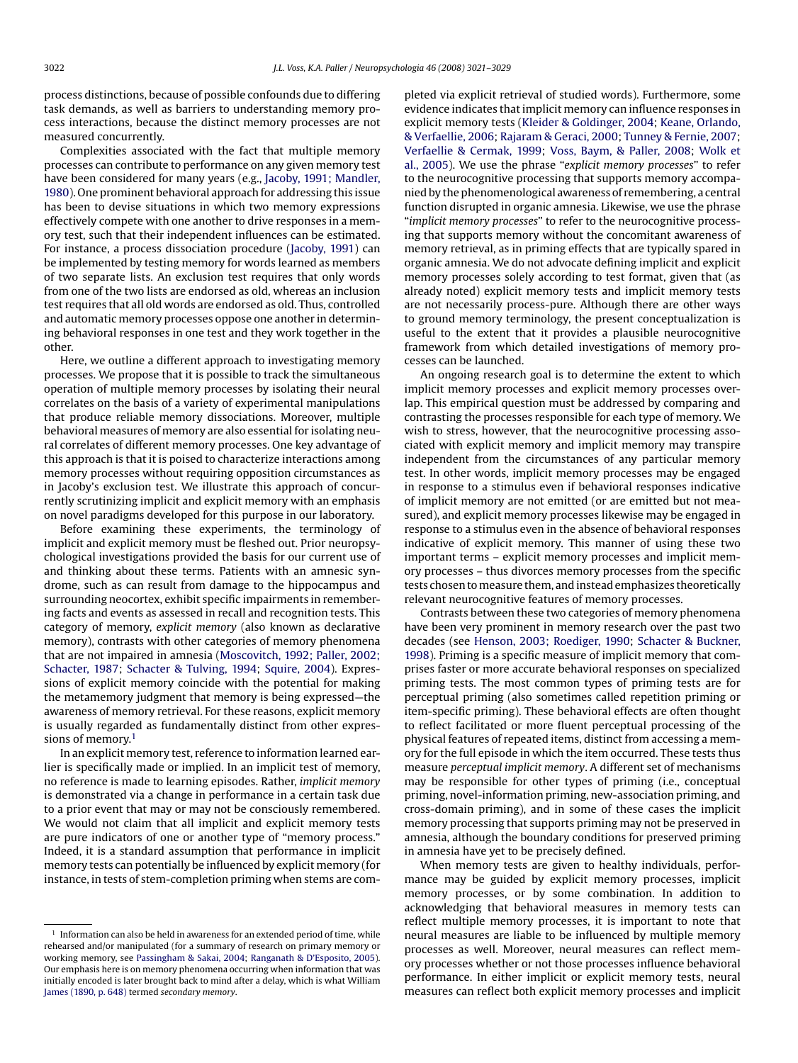process distinctions, because of possible confounds due to differing task demands, as well as barriers to understanding memory process interactions, because the distinct memory processes are not measured concurrently.

Complexities associated with the fact that multiple memory processes can contribute to performance on any given memory test have been considered for many years (e.g., Jacoby, 1991; Mandler, 1980). One prominent behavioral approach for addressing this issue has been to devise situations in which two memory expressions effectively compete with one another to drive responses in a memory test, such that their independent influences can be estimated. For instance, a process dissociation procedure (Jacoby, 1991) can be implemented by testing memory for words learned as members of two separate lists. An exclusion test requires that only words from one of the two lists are endorsed as old, whereas an inclusion test requires that all old words are endorsed as old. Thus, controlled and automatic memory processes oppose one another in determining behavioral responses in one test and they work together in the other.

Here, we outline a different approach to investigating memory processes. We propose that it is possible to track the simultaneous operation of multiple memory processes by isolating their neural correlates on the basis of a variety of experimental manipulations that produce reliable memory dissociations. Moreover, multiple behavioral measures of memory are also essential for isolating neural correlates of different memory processes. One key advantage of this approach is that it is poised to characterize interactions among memory processes without requiring opposition circumstances as in Jacoby's exclusion test. We illustrate this approach of concurrently scrutinizing implicit and explicit memory with an emphasis on novel paradigms developed for this purpose in our laboratory.

Before examining these experiments, the terminology of implicit and explicit memory must be fleshed out. Prior neuropsychological investigations provided the basis for our current use of and thinking about these terms. Patients with an amnesic syndrome, such as can result from damage to the hippocampus and surrounding neocortex, exhibit specific impairments in remembering facts and events as assessed in recall and recognition tests. This category of memory, *explicit memory* (also known as declarative memory), contrasts with other categories of memory phenomena that are not impaired in amnesia (Moscovitch, 1992; Paller, 2002; Schacter, 1987; Schacter & Tulving, 1994; Squire, 2004). Expressions of explicit memory coincide with the potential for making the metamemory judgment that memory is being expressed—the awareness of memory retrieval. For these reasons, explicit memory is usually regarded as fundamentally distinct from other expressions of memory.[1]

In an explicit memory test, reference to information learned earlier is specifically made or implied. In an implicit test of memory, no reference is made to learning episodes. Rather, *implicit memory* is demonstrated via a change in performance in a certain task due to a prior event that may or may not be consciously remembered. We would not claim that all implicit and explicit memory tests are pure indicators of one or another type of "memory process." Indeed, it is a standard assumption that performance in implicit memory tests can potentially be influenced by explicit memory (for instance, in tests of stem-completion priming when stems are completed via explicit retrieval of studied words). Furthermore, some evidence indicates that implicit memory can influence responses in explicit memory tests (Kleider & Goldinger, 2004; Keane, Orlando, & Verfaellie, 2006; Rajaram & Geraci, 2000; Tunney & Fernie, 2007; Verfaellie & Cermak, 1999; Voss, Baym, & Paller, 2008; Wolk et al., 2005). We use the phrase "*explicit memory processes*" to refer to the neurocognitive processing that supports memory accompanied by the phenomenological awareness of remembering, a central function disrupted in organic amnesia. Likewise, we use the phrase "*implicit memory processes*" to refer to the neurocognitive processing that supports memory without the concomitant awareness of memory retrieval, as in priming effects that are typically spared in organic amnesia. We do not advocate defining implicit and explicit memory processes solely according to test format, given that (as already noted) explicit memory tests and implicit memory tests are not necessarily process-pure. Although there are other ways to ground memory terminology, the present conceptualization is useful to the extent that it provides a plausible neurocognitive framework from which detailed investigations of memory processes can be launched.

An ongoing research goal is to determine the extent to which implicit memory processes and explicit memory processes overlap. This empirical question must be addressed by comparing and contrasting the processes responsible for each type of memory. We wish to stress, however, that the neurocognitive processing associated with explicit memory and implicit memory may transpire independent from the circumstances of any particular memory test. In other words, implicit memory processes may be engaged in response to a stimulus even if behavioral responses indicative of implicit memory are not emitted (or are emitted but not measured), and explicit memory processes likewise may be engaged in response to a stimulus even in the absence of behavioral responses indicative of explicit memory. This manner of using these two important terms – explicit memory processes and implicit memory processes – thus divorces memory processes from the specific tests chosen to measure them, and instead emphasizes theoretically relevant neurocognitive features of memory processes.

Contrasts between these two categories of memory phenomena have been very prominent in memory research over the past two decades (see Henson, 2003; Roediger, 1990; Schacter & Buckner, 1998). Priming is a specific measure of implicit memory that comprises faster or more accurate behavioral responses on specialized priming tests. The most common types of priming tests are for perceptual priming (also sometimes called repetition priming or item-specific priming). These behavioral effects are often thought to reflect facilitated or more fluent perceptual processing of the physical features of repeated items, distinct from accessing a memory for the full episode in which the item occurred. These tests thus measure *perceptual implicit memory*. A different set of mechanisms may be responsible for other types of priming (i.e., conceptual priming, novel-information priming, new-association priming, and cross-domain priming), and in some of these cases the implicit memory processing that supports priming may not be preserved in amnesia, although the boundary conditions for preserved priming in amnesia have yet to be precisely defined.

When memory tests are given to healthy individuals, performance may be guided by explicit memory processes, implicit memory processes, or by some combination. In addition to acknowledging that behavioral measures in memory tests can reflect multiple memory processes, it is important to note that neural measures are liable to be influenced by multiple memory processes as well. Moreover, neural measures can reflect memory processes whether or not those processes influence behavioral performance. In either implicit or explicit memory tests, neural measures can reflect both explicit memory processes and implicit

[1] Information can also be held in awareness for an extended period of time, while rehearsed and/or manipulated (for a summary of research on primary memory or working memory, see Passingham & Sakai, 2004; Ranganath & D'Esposito, 2005). Our emphasis here is on memory phenomena occurring when information that was initially encoded is later brought back to mind after a delay, which is what William James (1890, p. 648) termed *secondary memory*.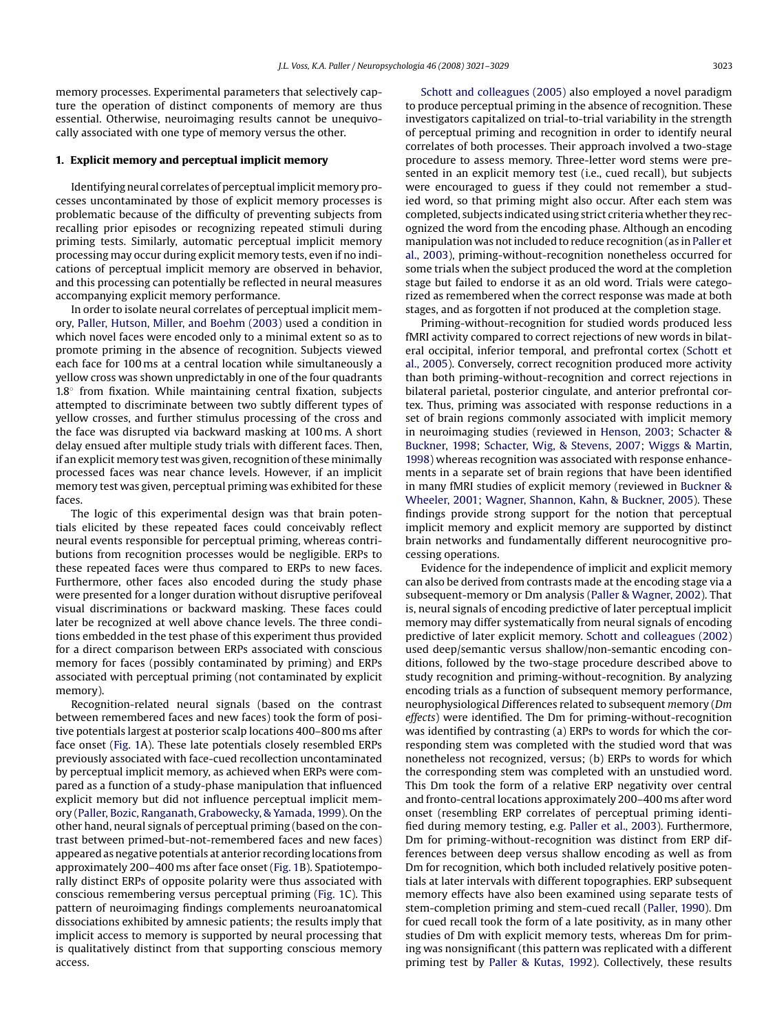memory processes. Experimental parameters that selectively capture the operation of distinct components of memory are thus essential. Otherwise, neuroimaging results cannot be unequivocally associated with one type of memory versus the other.

## 1. Explicit memory and perceptual implicit memory

Identifying neural correlates of perceptual implicit memory processes uncontaminated by those of explicit memory processes is problematic because of the difficulty of preventing subjects from recalling prior episodes or recognizing repeated stimuli during priming tests. Similarly, automatic perceptual implicit memory processing may occur during explicit memory tests, even if no indications of perceptual implicit memory are observed in behavior, and this processing can potentially be reflected in neural measures accompanying explicit memory performance.

In order to isolate neural correlates of perceptual implicit memory, Paller, Hutson, Miller, and Boehm (2003) used a condition in which novel faces were encoded only to a minimal extent so as to promote priming in the absence of recognition. Subjects viewed each face for 100 ms at a central location while simultaneously a yellow cross was shown unpredictably in one of the four quadrants 1.8° from fixation. While maintaining central fixation, subjects attempted to discriminate between two subtly different types of yellow crosses, and further stimulus processing of the cross and the face was disrupted via backward masking at 100 ms. A short delay ensued after multiple study trials with different faces. Then, if an explicit memory test was given, recognition of these minimally processed faces was near chance levels. However, if an implicit memory test was given, perceptual priming was exhibited for these faces.

The logic of this experimental design was that brain potentials elicited by these repeated faces could conceivably reflect neural events responsible for perceptual priming, whereas contributions from recognition processes would be negligible. ERPs to these repeated faces were thus compared to ERPs to new faces. Furthermore, other faces also encoded during the study phase were presented for a longer duration without disruptive perifoveal visual discriminations or backward masking. These faces could later be recognized at well above chance levels. The three conditions embedded in the test phase of this experiment thus provided for a direct comparison between ERPs associated with conscious memory for faces (possibly contaminated by priming) and ERPs associated with perceptual priming (not contaminated by explicit memory).

Recognition-related neural signals (based on the contrast between remembered faces and new faces) took the form of positive potentials largest at posterior scalp locations 400–800 ms after face onset (Fig. 1A). These late potentials closely resembled ERPs previously associated with face-cued recollection uncontaminated by perceptual implicit memory, as achieved when ERPs were compared as a function of a study-phase manipulation that influenced explicit memory but did not influence perceptual implicit memory (Paller, Bozic, Ranganath, Grabowecky, & Yamada, 1999). On the other hand, neural signals of perceptual priming (based on the contrast between primed-but-not-remembered faces and new faces) appeared as negative potentials at anterior recording locations from approximately 200–400 ms after face onset (Fig. 1B). Spatiotemporally distinct ERPs of opposite polarity were thus associated with conscious remembering versus perceptual priming (Fig. 1C). This pattern of neuroimaging findings complements neuroanatomical dissociations exhibited by amnesic patients; the results imply that implicit access to memory is supported by neural processing that is qualitatively distinct from that supporting conscious memory access.

Schott and colleagues (2005) also employed a novel paradigm to produce perceptual priming in the absence of recognition. These investigators capitalized on trial-to-trial variability in the strength of perceptual priming and recognition in order to identify neural correlates of both processes. Their approach involved a two-stage procedure to assess memory. Three-letter word stems were presented in an explicit memory test (i.e., cued recall), but subjects were encouraged to guess if they could not remember a studied word, so that priming might also occur. After each stem was completed, subjects indicated using strict criteria whether they recognized the word from the encoding phase. Although an encoding manipulation was not included to reduce recognition (as in Paller et al., 2003), priming-without-recognition nonetheless occurred for some trials when the subject produced the word at the completion stage but failed to endorse it as an old word. Trials were categorized as remembered when the correct response was made at both stages, and as forgotten if not produced at the completion stage.

Priming-without-recognition for studied words produced less fMRI activity compared to correct rejections of new words in bilateral occipital, inferior temporal, and prefrontal cortex (Schott et al., 2005). Conversely, correct recognition produced more activity than both priming-without-recognition and correct rejections in bilateral parietal, posterior cingulate, and anterior prefrontal cortex. Thus, priming was associated with response reductions in a set of brain regions commonly associated with implicit memory in neuroimaging studies (reviewed in Henson, 2003; Schacter & Buckner, 1998; Schacter, Wig, & Stevens, 2007; Wiggs & Martin, 1998) whereas recognition was associated with response enhancements in a separate set of brain regions that have been identified in many fMRI studies of explicit memory (reviewed in Buckner & Wheeler, 2001; Wagner, Shannon, Kahn, & Buckner, 2005). These findings provide strong support for the notion that perceptual implicit memory and explicit memory are supported by distinct brain networks and fundamentally different neurocognitive processing operations.

Evidence for the independence of implicit and explicit memory can also be derived from contrasts made at the encoding stage via a subsequent-memory or Dm analysis (Paller & Wagner, 2002). That is, neural signals of encoding predictive of later perceptual implicit memory may differ systematically from neural signals of encoding predictive of later explicit memory. Schott and colleagues (2002) used deep/semantic versus shallow/non-semantic encoding conditions, followed by the two-stage procedure described above to study recognition and priming-without-recognition. By analyzing encoding trials as a function of subsequent memory performance, neurophysiological *D*ifferences related to subsequent *m*emory (*Dm effects*) were identified. The Dm for priming-without-recognition was identified by contrasting (a) ERPs to words for which the corresponding stem was completed with the studied word that was nonetheless not recognized, versus; (b) ERPs to words for which the corresponding stem was completed with an unstudied word. This Dm took the form of a relative ERP negativity over central and fronto-central locations approximately 200–400 ms after word onset (resembling ERP correlates of perceptual priming identified during memory testing, e.g. Paller et al., 2003). Furthermore, Dm for priming-without-recognition was distinct from ERP differences between deep versus shallow encoding as well as from Dm for recognition, which both included relatively positive potentials at later intervals with different topographies. ERP subsequent memory effects have also been examined using separate tests of stem-completion priming and stem-cued recall (Paller, 1990). Dm for cued recall took the form of a late positivity, as in many other studies of Dm with explicit memory tests, whereas Dm for priming was nonsignificant (this pattern was replicated with a different priming test by Paller & Kutas, 1992). Collectively, these results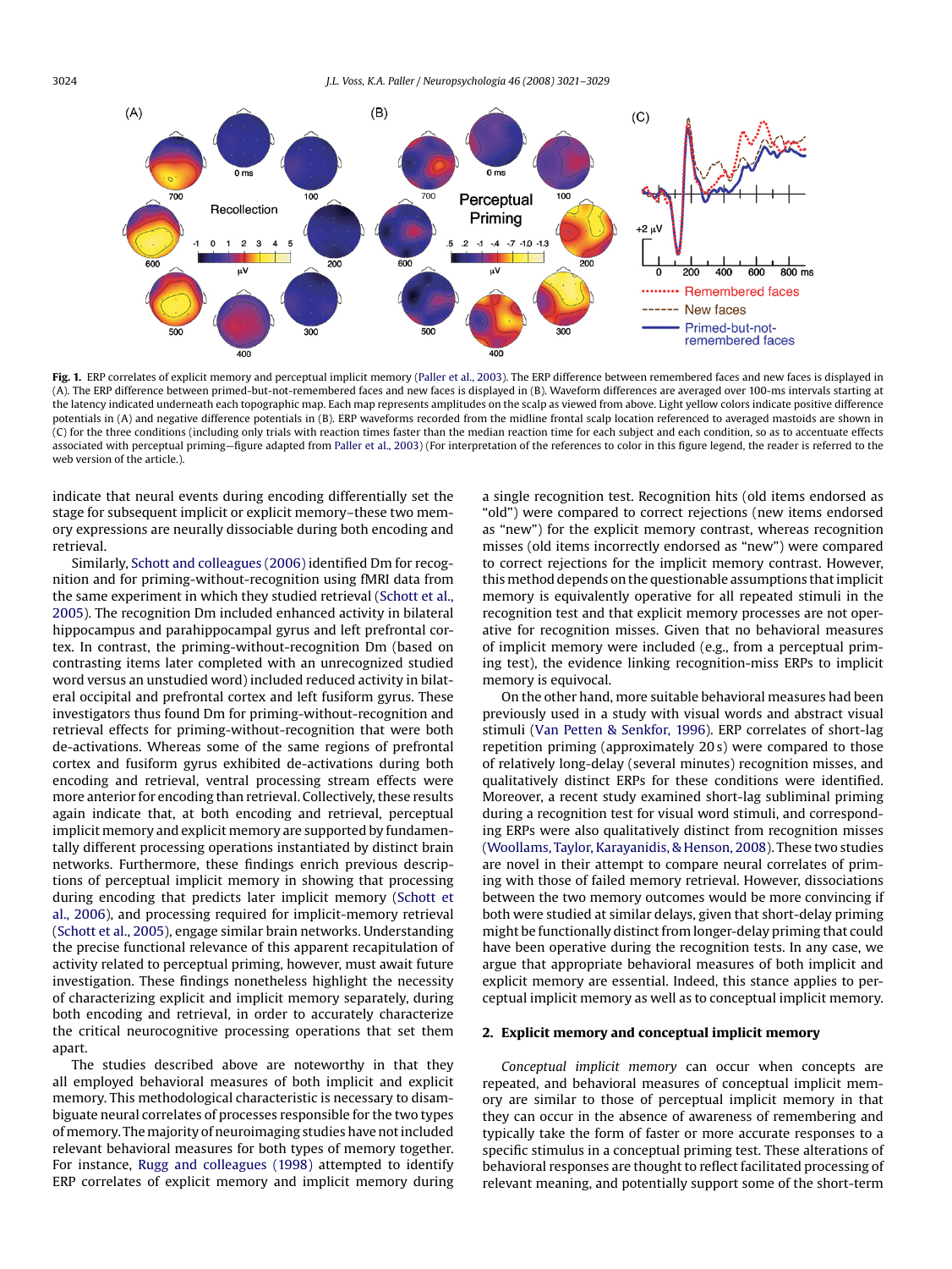(A)

0 ms
100
200
300
400
500
600
700
Recollection
-1 0 1 2 3 4 5
µV

(B)

0 ms
100
200
300
400
500
600
700
Perceptual Priming
.5 .2 -.1 -.4 -.7 -1.0 -1.3
µV

(C)

+2 µV
0 200 400 600 800 ms
Remembered faces
New faces
Primed-but-not-remembered faces

**Fig. 1.** ERP correlates of explicit memory and perceptual implicit memory (Paller et al., 2003). The ERP difference between remembered faces and new faces is displayed in (A). The ERP difference between primed-but-not-remembered faces and new faces is displayed in (B). Waveform differences are averaged over 100-ms intervals starting at the latency indicated underneath each topographic map. Each map represents amplitudes on the scalp as viewed from above. Light yellow colors indicate positive difference potentials in (A) and negative difference potentials in (B). ERP waveforms recorded from the midline frontal scalp location referenced to averaged mastoids are shown in (C) for the three conditions (including only trials with reaction times faster than the median reaction time for each subject and each condition, so as to accentuate effects associated with perceptual priming—figure adapted from Paller et al., 2003) (For interpretation of the references to color in this figure legend, the reader is referred to the web version of the article.).

indicate that neural events during encoding differentially set the stage for subsequent implicit or explicit memory–these two memory expressions are neurally dissociable during both encoding and retrieval.

Similarly, Schott and colleagues (2006) identified Dm for recognition and for priming-without-recognition using fMRI data from the same experiment in which they studied retrieval (Schott et al., 2005). The recognition Dm included enhanced activity in bilateral hippocampus and parahippocampal gyrus and left prefrontal cortex. In contrast, the priming-without-recognition (based on contrasting items later completed with an unrecognized studied word versus an unstudied word) included reduced activity in bilateral occipital and prefrontal cortex and left fusiform gyrus. These investigators thus found Dm for priming-without-recognition and retrieval effects for priming-without-recognition that were both de-activations. Whereas some of the same regions of prefrontal cortex and fusiform gyrus exhibited de-activations during both encoding and retrieval, ventral processing stream effects were more anterior for encoding than retrieval. Collectively, these results again indicate that, at both encoding and retrieval, perceptual implicit memory and explicit memory are supported by fundamentally different processing operations instantiated by distinct brain networks. Furthermore, these findings enrich previous descriptions of perceptual implicit memory in showing that processing during encoding that predicts later implicit memory (Schott et al., 2006), and processing required for implicit-memory retrieval (Schott et al., 2005), engage similar brain networks. Understanding the precise functional relevance of this apparent recapitulation of activity related to perceptual priming, however, must await future investigation. These findings nonetheless highlight the necessity of characterizing explicit and implicit memory separately, during both encoding and retrieval, in order to accurately characterize the critical neurocognitive processing operations that set them apart.

The studies described above are noteworthy in that they all employed behavioral measures of both implicit and explicit memory. This methodological characteristic is necessary to disambiguate neural correlates of processes responsible for the two types of memory. The majority of neuroimaging studies have not included relevant behavioral measures for both types of memory together. For instance, Rugg and colleagues (1998) attempted to identify ERP correlates of explicit memory and implicit memory during a single recognition test. Recognition hits (old items endorsed as "old") were compared to correct rejections (new items endorsed as "new") for the explicit memory contrast, whereas recognition misses (old items incorrectly endorsed as "new") were compared to correct rejections for the implicit memory contrast. However, this method depends on the questionable assumptions that implicit memory is equivalently operative for all repeated stimuli in the recognition test and that explicit memory processes are not operative for recognition misses. Given that no behavioral measures of implicit memory were included (e.g., from a perceptual priming test), the evidence linking recognition-miss ERPs to implicit memory is equivocal.

On the other hand, more suitable behavioral measures had been previously used in a study with visual words and abstract visual stimuli (Van Petten & Senkfor, 1996). ERP correlates of short-lag repetition priming (approximately 20 s) were compared to those of relatively long-delay (several minutes) recognition misses, and qualitatively distinct ERPs for these conditions were identified. Moreover, a recent study examined short-lag subliminal priming during a recognition test for visual word stimuli, and corresponding ERPs were also qualitatively distinct from recognition misses (Woollams, Taylor, Karayanidis, & Henson, 2008). These two studies are novel in their attempt to compare neural correlates of priming with those of failed memory retrieval. However, dissociations between the two memory outcomes would be more convincing if both were studied at similar delays, given that short-delay priming might be functionally distinct from longer-delay priming that could have been operative during the recognition tests. In any case, we argue that appropriate behavioral measures of both implicit and explicit memory are essential. Indeed, this stance applies to perceptual implicit memory as well as to conceptual implicit memory.

## 2. Explicit memory and conceptual implicit memory

*Conceptual implicit memory* can occur when concepts are repeated, and behavioral measures of conceptual implicit memory are similar to those of perceptual implicit memory in that they can occur in the absence of awareness of remembering and typically take the form of faster or more accurate responses to a specific stimulus in a conceptual priming test. These alterations of behavioral responses are thought to reflect facilitated processing of relevant meaning, and potentially support some of the short-term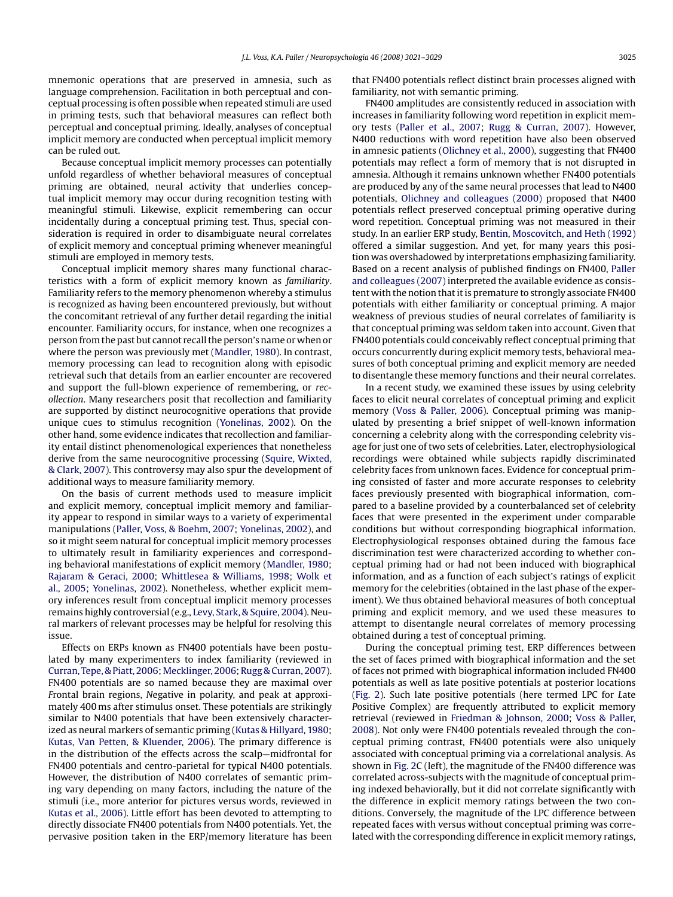mnemonic operations that are preserved in amnesia, such as language comprehension. Facilitation in both perceptual and conceptual processing is often possible when repeated stimuli are used in priming tests, such that behavioral measures can reflect both perceptual and conceptual priming. Ideally, analyses of conceptual implicit memory are conducted when perceptual implicit memory can be ruled out.

Because conceptual implicit memory processes can potentially unfold regardless of whether behavioral measures of conceptual priming are obtained, neural activity that underlies conceptual implicit memory may occur during recognition testing with meaningful stimuli. Likewise, explicit remembering can occur incidentally during a conceptual priming test. Thus, special consideration is required in order to disambiguate neural correlates of explicit memory and conceptual priming whenever meaningful stimuli are employed in memory tests.

Conceptual implicit memory shares many functional characteristics with a form of explicit memory known as *familiarity*. Familiarity refers to the memory phenomenon whereby a stimulus is recognized as having been encountered previously, but without the concomitant retrieval of any further detail regarding the initial encounter. Familiarity occurs, for instance, when one recognizes a person from the past but cannot recall the person's name or when or where the person was previously met (Mandler, 1980). In contrast, memory processing can lead to recognition along with episodic retrieval such that details from an earlier encounter are recovered and support the full-blown experience of remembering, or *recollection*. Many researchers posit that recollection and familiarity are supported by distinct neurocognitive operations that provide unique cues to stimulus recognition (Yonelinas, 2002). On the other hand, some evidence indicates that recollection and familiarity entail distinct phenomenological experiences that nonetheless derive from the same neurocognitive processing (Squire, Wixted, & Clark, 2007). This controversy may also spur the development of additional ways to measure familiarity memory.

On the basis of current methods used to measure implicit and explicit memory, conceptual implicit memory and familiarity appear to respond in similar ways to a variety of experimental manipulations (Paller, Voss, & Boehm, 2007; Yonelinas, 2002), and so it might seem natural for conceptual implicit memory processes to ultimately result in familiarity experiences and corresponding behavioral manifestations of explicit memory (Mandler, 1980; Rajaram & Geraci, 2000; Whittlesea & Williams, 1998; Wolk et al., 2005; Yonelinas, 2002). Nonetheless, whether explicit memory inferences result from conceptual implicit memory processes remains highly controversial (e.g., Levy, Stark, & Squire, 2004). Neural markers of relevant processes may be helpful for resolving this issue.

Effects on ERPs known as FN400 potentials have been postulated by many experimenters to index familiarity (reviewed in Curran, Tepe, & Piatt, 2006; Mecklinger, 2006; Rugg & Curran, 2007). FN400 potentials are so named because they are maximal over *F*rontal brain regions, *N*egative in polarity, and peak at approximately 400 ms after stimulus onset. These potentials are strikingly similar to N400 potentials that have been extensively characterized as neural markers of semantic priming (Kutas & Hillyard, 1980; Kutas, Van Petten, & Kluender, 2006). The primary difference is in the distribution of the effects across the scalp—midfrontal for FN400 potentials and centro-parietal for typical N400 potentials. However, the distribution of N400 correlates of semantic priming vary depending on many factors, including the nature of the stimuli (i.e., more anterior for pictures versus words, reviewed in Kutas et al., 2006). Little effort has been devoted to attempting to directly dissociate FN400 potentials from N400 potentials. Yet, the pervasive position taken in the ERP/memory literature has been that FN400 potentials reflect distinct brain processes aligned with familiarity, not with semantic priming.

FN400 amplitudes are consistently reduced in association with increases in familiarity following word repetition in explicit memory tests (Paller et al., 2007; Rugg & Curran, 2007). However, N400 reductions with word repetition have also been observed in amnesic patients (Olichney et al., 2000), suggesting that FN400 potentials may reflect a form of memory that is not disrupted in amnesia. Although it remains unknown whether FN400 potentials are produced by any of the same neural processes that lead to N400 potentials, Olichney and colleagues (2000) proposed that N400 potentials reflect preserved conceptual priming operative during word repetition. Conceptual priming was not measured in their study. In an earlier ERP study, Bentin, Moscovitch, and Heth (1992) offered a similar suggestion. And yet, for many years this position was overshadowed by interpretations emphasizing familiarity. Based on a recent analysis of published findings on FN400, Paller and colleagues (2007) interpreted the available evidence as consistent with the notion that it is premature to strongly associate FN400 potentials with either familiarity or conceptual priming. A major weakness of previous studies of neural correlates of familiarity is that conceptual priming was seldom taken into account. Given that FN400 potentials could conceivably reflect conceptual priming that occurs concurrently during explicit memory tests, behavioral measures of both conceptual priming and explicit memory are needed to disentangle these memory functions and their neural correlates.

In a recent study, we examined these issues by using celebrity faces to elicit neural correlates of conceptual priming and explicit memory (Voss & Paller, 2006). Conceptual priming was manipulated by presenting a brief snippet of well-known information concerning a celebrity along with the corresponding celebrity visage for just one of two sets of celebrities. Later, electrophysiological recordings were obtained while subjects rapidly discriminated celebrity faces from unknown faces. Evidence for conceptual priming consisted of faster and more accurate responses to celebrity faces previously presented with biographical information, compared to a baseline provided by a counterbalanced set of celebrity faces that were presented in the experiment under comparable conditions but without corresponding biographical information. Electrophysiological responses obtained during the famous face discrimination test were characterized according to whether conceptual priming had or had not been induced with biographical information, and as a function of each subject's ratings of explicit memory for the celebrities (obtained in the last phase of the experiment). We thus obtained behavioral measures of both conceptual priming and explicit memory, and we used these measures to attempt to disentangle neural correlates of memory processing obtained during a test of conceptual priming.

During the conceptual priming test, ERP differences between the set of faces primed with biographical information and the set of faces not primed with biographical information included FN400 potentials as well as late positive potentials at posterior locations (Fig. 2). Such late positive potentials (here termed LPC for *L*ate *P*ositive *C*omplex) are frequently attributed to explicit memory retrieval (reviewed in Friedman & Johnson, 2000; Voss & Paller, 2008). Not only were FN400 potentials revealed through the conceptual priming contrast, FN400 potentials were also uniquely associated with conceptual priming via a correlational analysis. As shown in Fig. 2C (left), the magnitude of the FN400 difference was correlated across-subjects with the magnitude of conceptual priming indexed behaviorally, but it did not correlate significantly with the difference in explicit memory ratings between the two conditions. Conversely, the magnitude of the LPC difference between repeated faces with versus without conceptual priming was correlated with the corresponding difference in explicit memory ratings,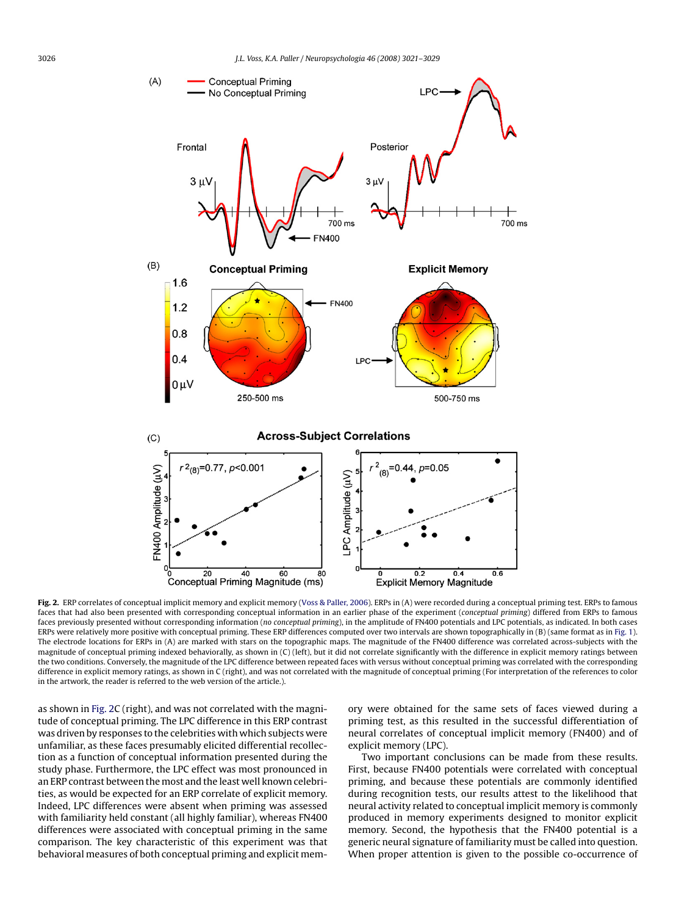**Fig. 2.** ERP correlates of conceptual implicit memory and explicit memory (Voss & Paller, 2006). ERPs in (A) were recorded during a conceptual priming test. ERPs to famous faces that had also been presented with corresponding conceptual information in an earlier phase of the experiment (*conceptual priming*) differed from ERPs to famous faces previously presented without corresponding information (*no conceptual priming*), in the amplitude of FN400 potentials and LPC potentials, as indicated. In both cases ERPs were relatively more positive with conceptual priming. These ERP differences computed over two intervals are shown topographically in (B) (same format as in Fig. 1). The electrode locations for ERPs in (A) are marked with stars on the topographic maps. The magnitude of the FN400 difference was correlated across-subjects with the magnitude of conceptual priming indexed behaviorally, as shown in (C) (left), but it did not correlate significantly with the difference in explicit memory ratings between the two conditions. Conversely, the magnitude of the LPC difference between repeated faces with versus without conceptual priming was correlated with the corresponding difference in explicit memory ratings, as shown in C (right), and was not correlated with the magnitude of conceptual priming (For interpretation of the references to color in the artwork, the reader is referred to the web version of the article.).

as shown in Fig. 2C (right), and was not correlated with the magnitude of conceptual priming. The LPC difference in this ERP contrast was driven by responses to the celebrities with which subjects were unfamiliar, as these faces presumably elicited differential recollection as a function of conceptual information presented during the study phase. Furthermore, the LPC effect was most pronounced in an ERP contrast between the most and the least well known celebrities, as would be expected for an ERP correlate of explicit memory. Indeed, LPC differences were absent when priming was assessed with familiarity held constant (all highly familiar), whereas FN400 differences were associated with conceptual priming in the same comparison. The key characteristic of this experiment was that behavioral measures of both conceptual priming and explicit memory were obtained for the same sets of faces viewed during a priming test, as this resulted in the successful differentiation of neural correlates of conceptual implicit memory (FN400) and of explicit memory (LPC).

Two important conclusions can be made from these results. First, because FN400 potentials were correlated with conceptual priming, and because these potentials are commonly identified during recognition tests, our results attest to the likelihood that neural activity related to conceptual implicit memory is commonly produced in memory experiments designed to monitor explicit memory. Second, the hypothesis that the FN400 potential is a generic neural signature of familiarity must be called into question. When proper attention is given to the possible co-occurrence of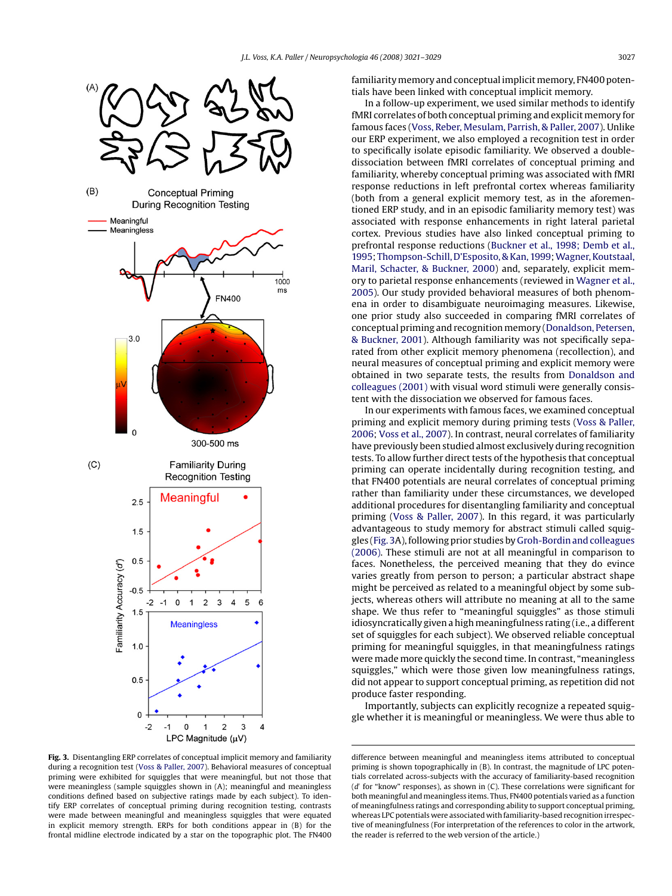familiarity memory and conceptual implicit memory, FN400 potentials have been linked with conceptual implicit memory.

In a follow-up experiment, we used similar methods to identify fMRI correlates of both conceptual priming and explicit memory for famous faces (Voss, Reber, Mesulam, Parrish, & Paller, 2007). Unlike our ERP experiment, we also employed a recognition test in order to specifically isolate episodic familiarity. We observed a double-dissociation between fMRI correlates of conceptual priming and familiarity, whereby conceptual priming was associated with fMRI response reductions in left prefrontal cortex whereas familiarity (both from a general explicit memory test, as in the aforementioned ERP study, and in an episodic familiarity memory test) was associated with response enhancements in right lateral parietal cortex. Previous studies have also linked conceptual priming to prefrontal response reductions (Buckner et al., 1998; Demb et al., 1995; Thompson-Schill, D'Esposito, & Kan, 1999; Wagner, Koutstaal, Maril, Schacter, & Buckner, 2000) and, separately, explicit memory to parietal response enhancements (reviewed in Wagner et al., 2005). Our study provided behavioral measures of both phenomena in order to disambiguate neuroimaging measures. Likewise, one prior study also succeeded in comparing fMRI correlates of conceptual priming and recognition memory (Donaldson, Petersen, & Buckner, 2001). Although familiarity was not specifically separated from other explicit memory phenomena (recollection), and neural measures of conceptual priming and explicit memory were obtained in two separate tests, the results from Donaldson and colleagues (2001) with visual word stimuli were generally consistent with the dissociation we observed for famous faces.

In our experiments with famous faces, we examined conceptual priming and explicit memory during priming tests (Voss & Paller, 2006; Voss et al., 2007). In contrast, neural correlates of familiarity have previously been studied almost exclusively during recognition tests. To allow further direct tests of the hypothesis that conceptual priming can operate incidentally during recognition testing, and that FN400 potentials are neural correlates of conceptual priming rather than familiarity under these circumstances, we developed additional procedures for disentangling familiarity and conceptual priming (Voss & Paller, 2007). In this regard, it was particularly advantageous to study memory for abstract stimuli called squiggles (Fig. 3A), following prior studies by Groh-Bordin and colleagues (2006). These stimuli are not at all meaningful in comparison to faces. Nonetheless, the perceived meaning that they do evince varies greatly from person to person; a particular abstract shape might be perceived as related to a meaningful object by some subjects, whereas others will attribute no meaning at all to the same shape. We thus refer to "meaningful squiggles" as those stimuli idiosyncratically given a high meaningfulness rating (i.e., a different set of squiggles for each subject). We observed reliable conceptual priming for meaningful squiggles, in that meaningfulness ratings were made more quickly the second time. In contrast, "meaningless squiggles," which were those given low meaningfulness ratings, did not appear to support conceptual priming, as repetition did not produce faster responding.

Importantly, subjects can explicitly recognize a repeated squiggle whether it is meaningful or meaningless. We were thus able to

**Fig. 3.** Disentangling ERP correlates of conceptual implicit memory and familiarity during a recognition test (Voss & Paller, 2007). Behavioral measures of conceptual priming were exhibited for squiggles that were meaningful, but not those that were meaningless (sample squiggles shown in (A); meaningful and meaningless conditions defined based on subjective ratings made by each subject). To identify ERP correlates of conceptual priming during recognition testing, contrasts were made between meaningful and meaningless squiggles that were equated in explicit memory strength. ERPs for both conditions appear in (B) for the frontal midline electrode indicated by a star on the topographic plot. The FN400 difference between meaningful and meaningless items attributed to conceptual priming is shown topographically in (B). In contrast, the magnitude of LPC potentials correlated across-subjects with the accuracy of familiarity-based recognition ($d'$ for "know" responses), as shown in (C). These correlations were significant for both meaningful and meaningless items. Thus, FN400 potentials varied as a function of meaningfulness ratings and corresponding ability to support conceptual priming, whereas LPC potentials were associated with familiarity-based recognition irrespective of meaningfulness (For interpretation of the references to color in the artwork, the reader is referred to the web version of the article.)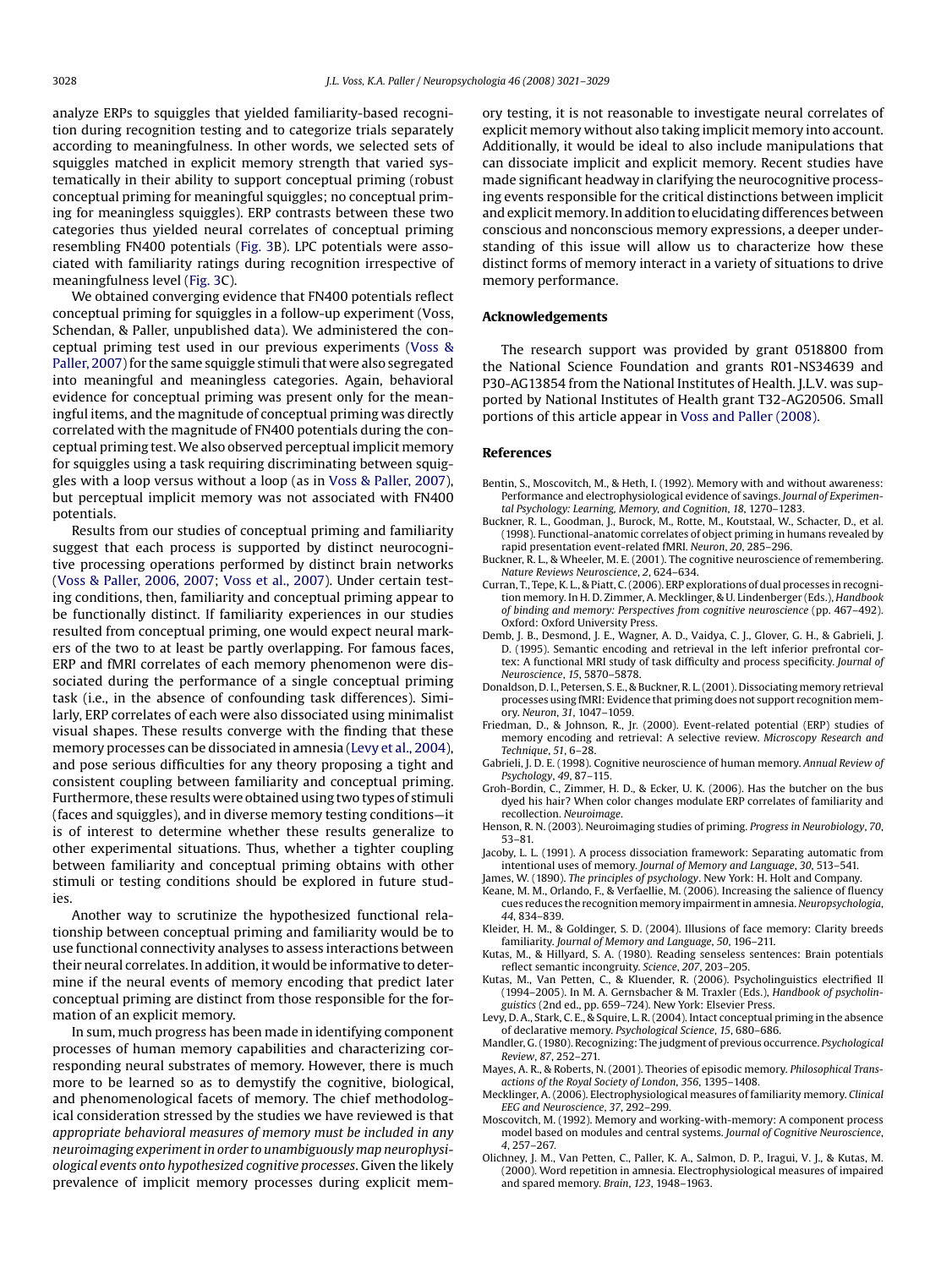analyze ERPs to squiggles that yielded familiarity-based recognition during recognition testing and to categorize trials separately according to meaningfulness. In other words, we selected sets of squiggles matched in explicit memory strength that varied systematically in their ability to support conceptual priming (robust conceptual priming for meaningful squiggles; no conceptual priming for meaningless squiggles). ERP contrasts between these two categories thus yielded neural correlates of conceptual priming resembling FN400 potentials (Fig. 3B). LPC potentials were associated with familiarity ratings during recognition irrespective of meaningfulness level (Fig. 3C).

We obtained converging evidence that FN400 potentials reflect conceptual priming for squiggles in a follow-up experiment (Voss, Schendan, & Paller, unpublished data). We administered the conceptual priming test used in our previous experiments (Voss & Paller, 2007) for the same squiggle stimuli that were also segregated into meaningful and meaningless categories. Again, behavioral evidence for conceptual priming was present only for the meaningful items, and the magnitude of conceptual priming was directly correlated with the magnitude of FN400 potentials during the conceptual priming test. We also observed perceptual implicit memory for squiggles using a task requiring discriminating between squiggles with a loop versus without a loop (as in Voss & Paller, 2007), but perceptual implicit memory was not associated with FN400 potentials.

Results from our studies of conceptual priming and familiarity suggest that each process is supported by distinct neurocognitive processing operations performed by distinct brain networks (Voss & Paller, 2006, 2007; Voss et al., 2007). Under certain testing conditions, then, familiarity and conceptual priming appear to be functionally distinct. If familiarity experiences in our studies resulted from conceptual priming, one would expect neural markers of the two to at least be partly overlapping. For famous faces, ERP and fMRI correlates of each memory phenomenon were dissociated during the performance of a single conceptual priming task (i.e., in the absence of confounding task differences). Similarly, ERP correlates of each were also dissociated using minimalist visual shapes. These results converge with the finding that these memory processes can be dissociated in amnesia (Levy et al., 2004), and pose serious difficulties for any theory proposing a tight and consistent coupling between familiarity and conceptual priming. Furthermore, these results were obtained using two types of stimuli (faces and squiggles), and in diverse memory testing conditions—it is of interest to determine whether these results generalize to other experimental situations. Thus, whether a tighter coupling between familiarity and conceptual priming obtains with other stimuli or testing conditions should be explored in future studies.

Another way to scrutinize the hypothesized functional relationship between conceptual priming and familiarity would be to use functional connectivity analyses to assess interactions between their neural correlates. In addition, it would be informative to determine if the neural events of memory encoding that predict later conceptual priming are distinct from those responsible for the formation of an explicit memory.

In sum, much progress has been made in identifying component processes of human memory capabilities and characterizing corresponding neural substrates of memory. However, there is much more to be learned so as to demystify the cognitive, biological, and phenomenological facets of memory. The chief methodological consideration stressed by the studies we have reviewed is that *appropriate behavioral measures of memory must be included in any neuroimaging experiment in order to unambiguously map neurophysiological events onto hypothesized cognitive processes*. Given the likely prevalence of implicit memory processes during explicit memory testing, it is not reasonable to investigate neural correlates of explicit memory without also taking implicit memory into account. Additionally, it would be ideal to also include manipulations that can dissociate implicit and explicit memory. Recent studies have made significant headway in clarifying the neurocognitive processing events responsible for the critical distinctions between implicit and explicit memory. In addition to elucidating differences between conscious and nonconscious memory expressions, a deeper understanding of this issue will allow us to characterize how these distinct forms of memory interact in a variety of situations to drive memory performance.

## Acknowledgements

The research support was provided by grant 0518800 from the National Science Foundation and grants R01-NS34639 and P30-AG13854 from the National Institutes of Health. J.L.V. was supported by National Institutes of Health grant T32-AG20506. Small portions of this article appear in Voss and Paller (2008).

## References

- Bentin, S., Moscovitch, M., & Heth, I. (1992). Memory with and without awareness: Performance and electrophysiological evidence of savings. *Journal of Experimental Psychology: Learning, Memory, and Cognition*, *18*, 1270–1283.
- Buckner, R. L., Goodman, J., Burock, M., Rotte, M., Koutstaal, W., Schacter, D., et al. (1998). Functional-anatomic correlates of object priming in humans revealed by rapid presentation event-related fMRI. *Neuron*, *20*, 285–296.
- Buckner, R. L., & Wheeler, M. E. (2001). The cognitive neuroscience of remembering. *Nature Reviews Neuroscience*, *2*, 624–634.
- Curran, T., Tepe, K. L., & Piatt, C. (2006). ERP explorations of dual processes in recognition memory. In H. D. Zimmer, A. Mecklinger, & U. Lindenberger (Eds.), *Handbook of binding and memory: Perspectives from cognitive neuroscience* (pp. 467–492). Oxford: Oxford University Press.
- Demb, J. B., Desmond, J. E., Wagner, A. D., Vaidya, C. J., Glover, G. H., & Gabrieli, J. D. (1995). Semantic encoding and retrieval in the left inferior prefrontal cortex: A functional MRI study of task difficulty and process specificity. *Journal of Neuroscience*, *15*, 5870–5878.
- Donaldson, D. I., Petersen, S. E., & Buckner, R. L. (2001). Dissociating memory retrieval processes using fMRI: Evidence that priming does not support recognition memory. *Neuron*, *31*, 1047–1059.
- Friedman, D., & Johnson, R., Jr. (2000). Event-related potential (ERP) studies of memory encoding and retrieval: A selective review. *Microscopy Research and Technique*, *51*, 6–28.
- Gabrieli, J. D. E. (1998). Cognitive neuroscience of human memory. *Annual Review of Psychology*, *49*, 87–115.
- Groh-Bordin, C., Zimmer, H. D., & Ecker, U. K. (2006). Has the butcher on the bus dyed his hair? When color changes modulate ERP correlates of familiarity and recollection. *Neuroimage*.
- Henson, R. N. (2003). Neuroimaging studies of priming. *Progress in Neurobiology*, *70*, 53–81.
- Jacoby, L. L. (1991). A process dissociation framework: Separating automatic from intentional uses of memory. *Journal of Memory and Language*, *30*, 513–541.
- James, W. (1890). *The principles of psychology*. New York: H. Holt and Company.
- Keane, M. M., Orlando, F., & Verfaellie, M. (2006). Increasing the salience of fluency cues reduces the recognition memory impairment in amnesia. *Neuropsychologia*, *44*, 834–839.
- Kleider, H. M., & Goldinger, S. D. (2004). Illusions of face memory: Clarity breeds familiarity. *Journal of Memory and Language*, *50*, 196–211.
- Kutas, M., & Hillyard, S. A. (1980). Reading senseless sentences: Brain potentials reflect semantic incongruity. *Science*, *207*, 203–205.
- Kutas, M., Van Petten, C., & Kluender, R. (2006). Psycholinguistics electrified II (1994–2005). In M. A. Gernsbacher & M. Traxler (Eds.), *Handbook of psycholinguistics* (2nd ed., pp. 659–724). New York: Elsevier Press.
- Levy, D. A., Stark, C. E., & Squire, L. R. (2004). Intact conceptual priming in the absence of declarative memory. *Psychological Science*, *15*, 680–686.
- Mandler, G. (1980). Recognizing: The judgment of previous occurrence. *Psychological Review*, *87*, 252–271.
- Mayes, A. R., & Roberts, N. (2001). Theories of episodic memory. *Philosophical Transactions of the Royal Society of London*, *356*, 1395–1408.
- Mecklinger, A. (2006). Electrophysiological measures of familiarity memory. *Clinical EEG and Neuroscience*, *37*, 292–299.
- Moscovitch, M. (1992). Memory and working-with-memory: A component process model based on modules and central systems. *Journal of Cognitive Neuroscience*, *4*, 257–267.
- Olichney, J. M., Van Petten, C., Paller, K. A., Salmon, D. P., Iragui, V. J., & Kutas, M. (2000). Word repetition in amnesia. Electrophysiological measures of impaired and spared memory. *Brain*, *123*, 1948–1963.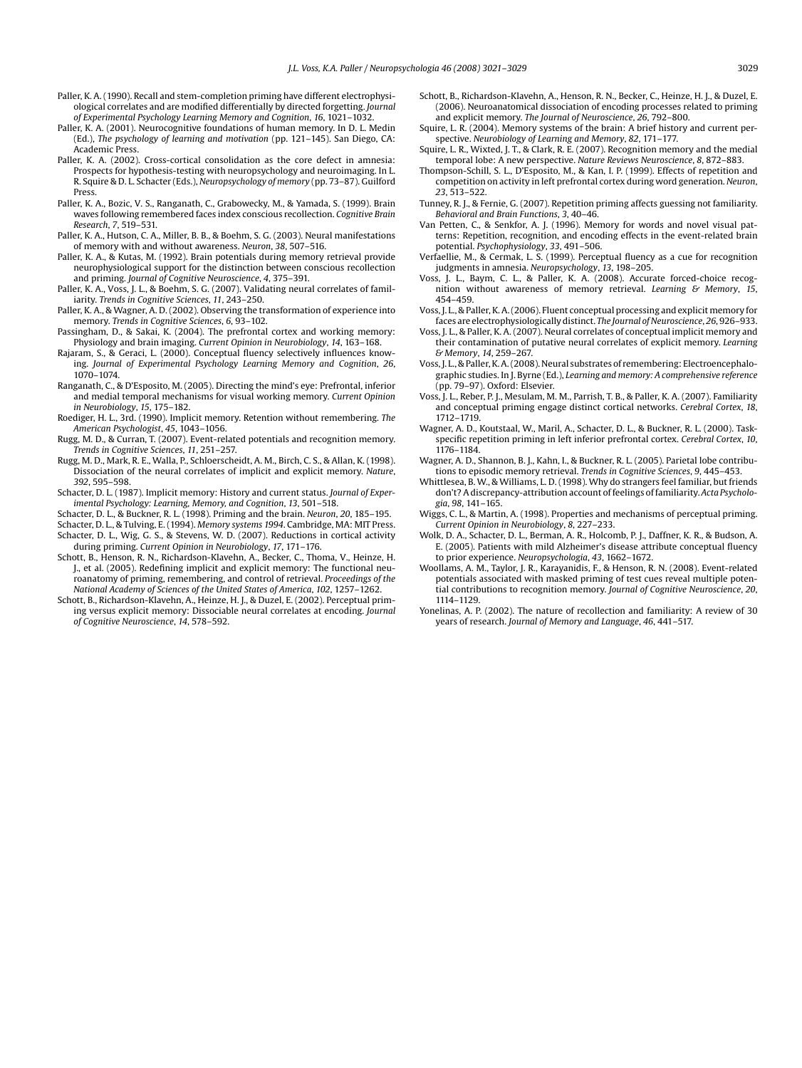Paller, K. A. (1990). Recall and stem-completion priming have different electrophysiological correlates and are modified differentially by directed forgetting. *Journal of Experimental Psychology Learning Memory and Cognition*, *16*, 1021–1032.

Paller, K. A. (2001). Neurocognitive foundations of human memory. In D. L. Medin (Ed.), *The psychology of learning and motivation* (pp. 121–145). San Diego, CA: Academic Press.

Paller, K. A. (2002). Cross-cortical consolidation as the core defect in amnesia: Prospects for hypothesis-testing with neuropsychology and neuroimaging. In L. R. Squire & D. L. Schacter (Eds.), *Neuropsychology of memory* (pp. 73–87). Guilford Press.

Paller, K. A., Bozic, V. S., Ranganath, C., Grabowecky, M., & Yamada, S. (1999). Brain waves following remembered faces index conscious recollection. *Cognitive Brain Research*, *7*, 519–531.

Paller, K. A., Hutson, C. A., Miller, B. B., & Boehm, S. G. (2003). Neural manifestations of memory with and without awareness. *Neuron*, *38*, 507–516.

Paller, K. A., & Kutas, M. (1992). Brain potentials during memory retrieval provide neurophysiological support for the distinction between conscious recollection and priming. *Journal of Cognitive Neuroscience*, *4*, 375–391.

Paller, K. A., Voss, J. L., & Boehm, S. G. (2007). Validating neural correlates of familiarity. *Trends in Cognitive Sciences*, *11*, 243–250.

Paller, K. A., & Wagner, A. D. (2002). Observing the transformation of experience into memory. *Trends in Cognitive Sciences*, *6*, 93–102.

Passingham, D., & Sakai, K. (2004). The prefrontal cortex and working memory: Physiology and brain imaging. *Current Opinion in Neurobiology*, *14*, 163–168.

Rajaram, S., & Geraci, L. (2000). Conceptual fluency selectively influences knowing. *Journal of Experimental Psychology Learning Memory and Cognition*, *26*, 1070–1074.

Ranganath, C., & D'Esposito, M. (2005). Directing the mind's eye: Prefrontal, inferior and medial temporal mechanisms for visual working memory. *Current Opinion in Neurobiology*, *15*, 175–182.

Roediger, H. L., 3rd. (1990). Implicit memory. Retention without remembering. *The American Psychologist*, *45*, 1043–1056.

Rugg, M. D., & Curran, T. (2007). Event-related potentials and recognition memory. *Trends in Cognitive Sciences*, *11*, 251–257.

Rugg, M. D., Mark, R. E., Walla, P., Schloerscheidt, A. M., Birch, C. S., & Allan, K. (1998). Dissociation of the neural correlates of implicit and explicit memory. *Nature*, *392*, 595–598.

Schacter, D. L. (1987). Implicit memory: History and current status. *Journal of Experimental Psychology: Learning, Memory, and Cognition*, *13*, 501–518.

Schacter, D. L., & Buckner, R. L. (1998). Priming and the brain. *Neuron*, *20*, 185–195.

Schacter, D. L., & Tulving, E. (1994). *Memory systems 1994*. Cambridge, MA: MIT Press.

Schacter, D. L., Wig, G. S., & Stevens, W. D. (2007). Reductions in cortical activity during priming. *Current Opinion in Neurobiology*, *17*, 171–176.

Schott, B., Henson, R. N., Richardson-Klavehn, A., Becker, C., Thoma, V., Heinze, H. J., et al. (2005). Redefining implicit and explicit memory: The functional neuroanatomy of priming, remembering, and control of retrieval. *Proceedings of the National Academy of Sciences of the United States of America*, *102*, 1257–1262.

Schott, B., Richardson-Klavehn, A., Heinze, H. J., & Duzel, E. (2002). Perceptual priming versus explicit memory: Dissociable neural correlates at encoding. *Journal of Cognitive Neuroscience*, *14*, 578–592.

Schott, B., Richardson-Klavehn, A., Henson, R. N., Becker, C., Heinze, H. J., & Duzel, E. (2006). Neuroanatomical dissociation of encoding processes related to priming and explicit memory. *The Journal of Neuroscience*, *26*, 792–800.

Squire, L. R. (2004). Memory systems of the brain: A brief history and current perspective. *Neurobiology of Learning and Memory*, *82*, 171–177.

Squire, L. R., Wixted, J. T., & Clark, R. E. (2007). Recognition memory and the medial temporal lobe: A new perspective. *Nature Reviews Neuroscience*, *8*, 872–883.

Thompson-Schill, S. L., D'Esposito, M., & Kan, I. P. (1999). Effects of repetition and competition on activity in left prefrontal cortex during word generation. *Neuron*, *23*, 513–522.

Tunney, R. J., & Fernie, G. (2007). Repetition priming affects guessing not familiarity. *Behavioral and Brain Functions*, *3*, 40–46.

Van Petten, C., & Senkfor, A. J. (1996). Memory for words and novel visual patterns: Repetition, recognition, and encoding effects in the event-related brain potential. *Psychophysiology*, *33*, 491–506.

Verfaellie, M., & Cermak, L. S. (1999). Perceptual fluency as a cue for recognition judgments in amnesia. *Neuropsychology*, *13*, 198–205.

Voss, J. L., Baym, C. L., & Paller, K. A. (2008). Accurate forced-choice recognition without awareness of memory retrieval. *Learning & Memory*, *15*, 454–459.

Voss, J. L., & Paller, K. A. (2006). Fluent conceptual processing and explicit memory for faces are electrophysiologically distinct. *The Journal of Neuroscience*, *26*, 926–933.

Voss, J. L., & Paller, K. A. (2007). Neural correlates of conceptual implicit memory and their contamination of putative neural correlates of explicit memory. *Learning & Memory*, *14*, 259–267.

Voss, J. L., & Paller, K. A. (2008). Neural substrates of remembering: Electroencephalographic studies. In J. Byrne (Ed.), *Learning and memory: A comprehensive reference* (pp. 79–97). Oxford: Elsevier.

Voss, J. L., Reber, P. J., Mesulam, M. M., Parrish, T. B., & Paller, K. A. (2007). Familiarity and conceptual priming engage distinct cortical networks. *Cerebral Cortex*, *18*, 1712–1719.

Wagner, A. D., Koutstaal, W., Maril, A., Schacter, D. L., & Buckner, R. L. (2000). Task-specific repetition priming in left inferior prefrontal cortex. *Cerebral Cortex*, *10*, 1176–1184.

Wagner, A. D., Shannon, B. J., Kahn, I., & Buckner, R. L. (2005). Parietal lobe contributions to episodic memory retrieval. *Trends in Cognitive Sciences*, *9*, 445–453.

Whittlesea, B. W., & Williams, L. D. (1998). Why do strangers feel familiar, but friends don't? A discrepancy-attribution account of feelings of familiarity. *Acta Psychologia*, *98*, 141–165.

Wiggs, C. L., & Martin, A. (1998). Properties and mechanisms of perceptual priming. *Current Opinion in Neurobiology*, *8*, 227–233.

Wolk, D. A., Schacter, D. L., Berman, A. R., Holcomb, P. J., Daffner, K. R., & Budson, A. E. (2005). Patients with mild Alzheimer's disease attribute conceptual fluency to prior experience. *Neuropsychologia*, *43*, 1662–1672.

Woollams, A. M., Taylor, J. R., Karayanidis, F., & Henson, R. N. (2008). Event-related potentials associated with masked priming of test cues reveal multiple potential contributions to recognition memory. *Journal of Cognitive Neuroscience*, *20*, 1114–1129.

Yonelinas, A. P. (2002). The nature of recollection and familiarity: A review of 30 years of research. *Journal of Memory and Language*, *46*, 441–517.